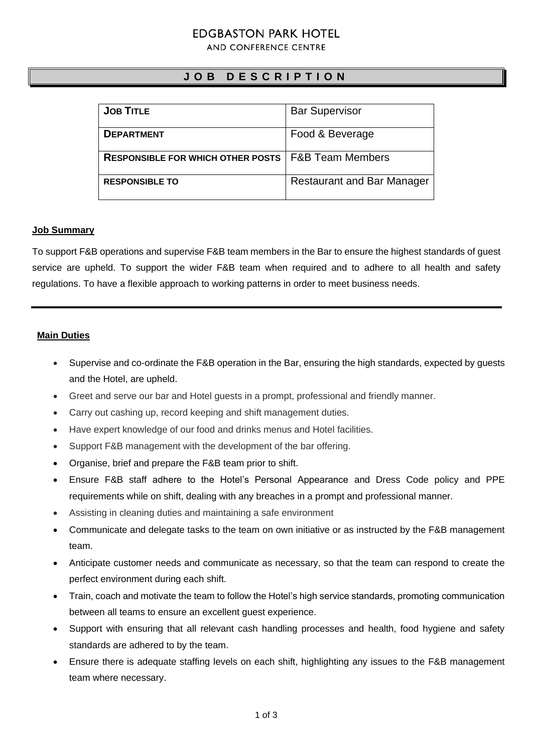# EDGBASTON PARK HOTEL

AND CONFERENCE CENTRE

## JOB DESCRIPTION

| | |
|---|---|
| **JOB TITLE** | Bar Supervisor |
| **DEPARTMENT** | Food & Beverage |
| **RESPONSIBLE FOR WHICH OTHER POSTS** | F&B Team Members |
| **RESPONSIBLE TO** | Restaurant and Bar Manager |

### Job Summary

To support F&B operations and supervise F&B team members in the Bar to ensure the highest standards of guest service are upheld. To support the wider F&B team when required and to adhere to all health and safety regulations. To have a flexible approach to working patterns in order to meet business needs.

---

### Main Duties

- Supervise and co-ordinate the F&B operation in the Bar, ensuring the high standards, expected by guests and the Hotel, are upheld.
- Greet and serve our bar and Hotel guests in a prompt, professional and friendly manner.
- Carry out cashing up, record keeping and shift management duties.
- Have expert knowledge of our food and drinks menus and Hotel facilities.
- Support F&B management with the development of the bar offering.
- Organise, brief and prepare the F&B team prior to shift.
- Ensure F&B staff adhere to the Hotel's Personal Appearance and Dress Code policy and PPE requirements while on shift, dealing with any breaches in a prompt and professional manner.
- Assisting in cleaning duties and maintaining a safe environment
- Communicate and delegate tasks to the team on own initiative or as instructed by the F&B management team.
- Anticipate customer needs and communicate as necessary, so that the team can respond to create the perfect environment during each shift.
- Train, coach and motivate the team to follow the Hotel's high service standards, promoting communication between all teams to ensure an excellent guest experience.
- Support with ensuring that all relevant cash handling processes and health, food hygiene and safety standards are adhered to by the team.
- Ensure there is adequate staffing levels on each shift, highlighting any issues to the F&B management team where necessary.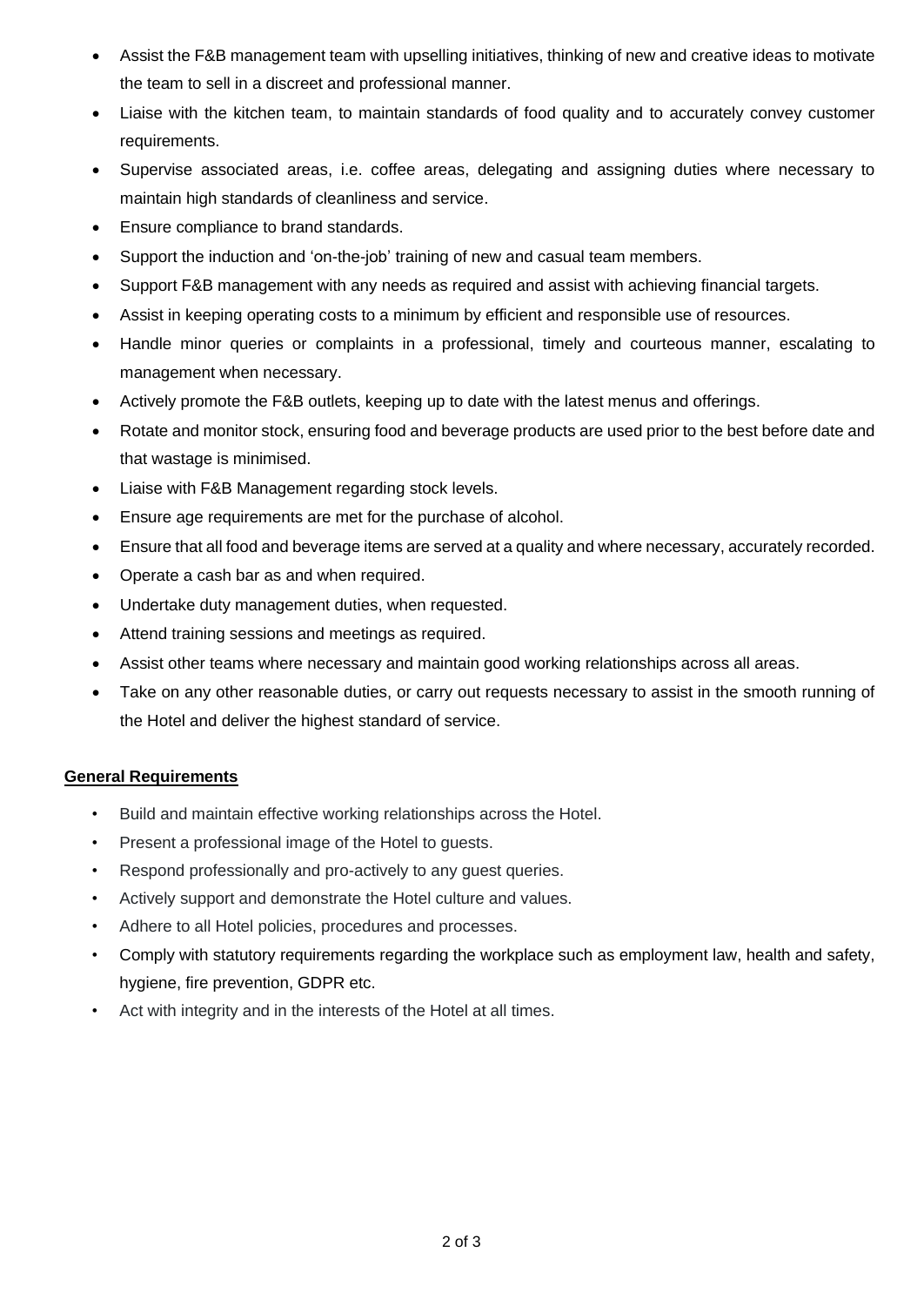- Assist the F&B management team with upselling initiatives, thinking of new and creative ideas to motivate the team to sell in a discreet and professional manner.
- Liaise with the kitchen team, to maintain standards of food quality and to accurately convey customer requirements.
- Supervise associated areas, i.e. coffee areas, delegating and assigning duties where necessary to maintain high standards of cleanliness and service.
- Ensure compliance to brand standards.
- Support the induction and 'on-the-job' training of new and casual team members.
- Support F&B management with any needs as required and assist with achieving financial targets.
- Assist in keeping operating costs to a minimum by efficient and responsible use of resources.
- Handle minor queries or complaints in a professional, timely and courteous manner, escalating to management when necessary.
- Actively promote the F&B outlets, keeping up to date with the latest menus and offerings.
- Rotate and monitor stock, ensuring food and beverage products are used prior to the best before date and that wastage is minimised.
- Liaise with F&B Management regarding stock levels.
- Ensure age requirements are met for the purchase of alcohol.
- Ensure that all food and beverage items are served at a quality and where necessary, accurately recorded.
- Operate a cash bar as and when required.
- Undertake duty management duties, when requested.
- Attend training sessions and meetings as required.
- Assist other teams where necessary and maintain good working relationships across all areas.
- Take on any other reasonable duties, or carry out requests necessary to assist in the smooth running of the Hotel and deliver the highest standard of service.

**General Requirements**

- Build and maintain effective working relationships across the Hotel.
- Present a professional image of the Hotel to guests.
- Respond professionally and pro-actively to any guest queries.
- Actively support and demonstrate the Hotel culture and values.
- Adhere to all Hotel policies, procedures and processes.
- Comply with statutory requirements regarding the workplace such as employment law, health and safety, hygiene, fire prevention, GDPR etc.
- Act with integrity and in the interests of the Hotel at all times.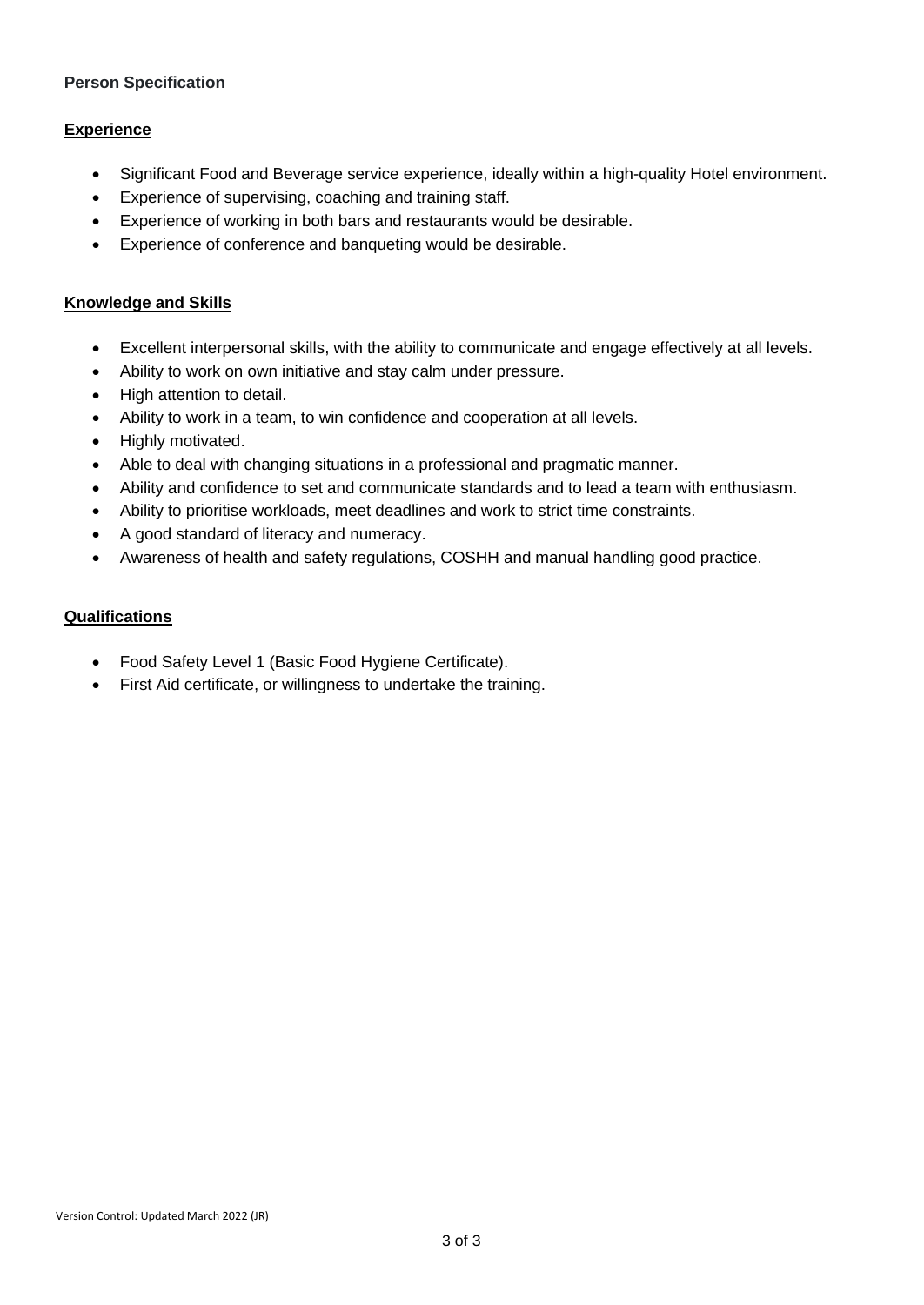**Person Specification**

**Experience**

- Significant Food and Beverage service experience, ideally within a high-quality Hotel environment.
- Experience of supervising, coaching and training staff.
- Experience of working in both bars and restaurants would be desirable.
- Experience of conference and banqueting would be desirable.

**Knowledge and Skills**

- Excellent interpersonal skills, with the ability to communicate and engage effectively at all levels.
- Ability to work on own initiative and stay calm under pressure.
- High attention to detail.
- Ability to work in a team, to win confidence and cooperation at all levels.
- Highly motivated.
- Able to deal with changing situations in a professional and pragmatic manner.
- Ability and confidence to set and communicate standards and to lead a team with enthusiasm.
- Ability to prioritise workloads, meet deadlines and work to strict time constraints.
- A good standard of literacy and numeracy.
- Awareness of health and safety regulations, COSHH and manual handling good practice.

**Qualifications**

- Food Safety Level 1 (Basic Food Hygiene Certificate).
- First Aid certificate, or willingness to undertake the training.

Version Control: Updated March 2022 (JR)